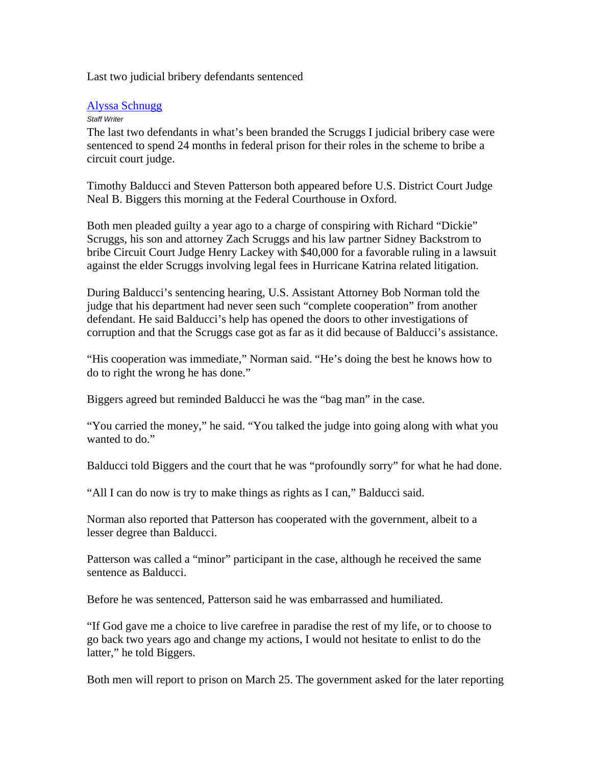# Last two judicial bribery defendants sentenced

[Alyssa Schnugg](#)

*Staff Writer*

The last two defendants in what's been branded the Scruggs I judicial bribery case were sentenced to spend 24 months in federal prison for their roles in the scheme to bribe a circuit court judge.

Timothy Balducci and Steven Patterson both appeared before U.S. District Court Judge Neal B. Biggers this morning at the Federal Courthouse in Oxford.

Both men pleaded guilty a year ago to a charge of conspiring with Richard "Dickie" Scruggs, his son and attorney Zach Scruggs and his law partner Sidney Backstrom to bribe Circuit Court Judge Henry Lackey with $40,000 for a favorable ruling in a lawsuit against the elder Scruggs involving legal fees in Hurricane Katrina related litigation.

During Balducci's sentencing hearing, U.S. Assistant Attorney Bob Norman told the judge that his department had never seen such "complete cooperation" from another defendant. He said Balducci's help has opened the doors to other investigations of corruption and that the Scruggs case got as far as it did because of Balducci's assistance.

"His cooperation was immediate," Norman said. "He's doing the best he knows how to do to right the wrong he has done."

Biggers agreed but reminded Balducci he was the "bag man" in the case.

"You carried the money," he said. "You talked the judge into going along with what you wanted to do."

Balducci told Biggers and the court that he was "profoundly sorry" for what he had done.

"All I can do now is try to make things as rights as I can," Balducci said.

Norman also reported that Patterson has cooperated with the government, albeit to a lesser degree than Balducci.

Patterson was called a "minor" participant in the case, although he received the same sentence as Balducci.

Before he was sentenced, Patterson said he was embarrassed and humiliated.

"If God gave me a choice to live carefree in paradise the rest of my life, or to choose to go back two years ago and change my actions, I would not hesitate to enlist to do the latter," he told Biggers.

Both men will report to prison on March 25. The government asked for the later reporting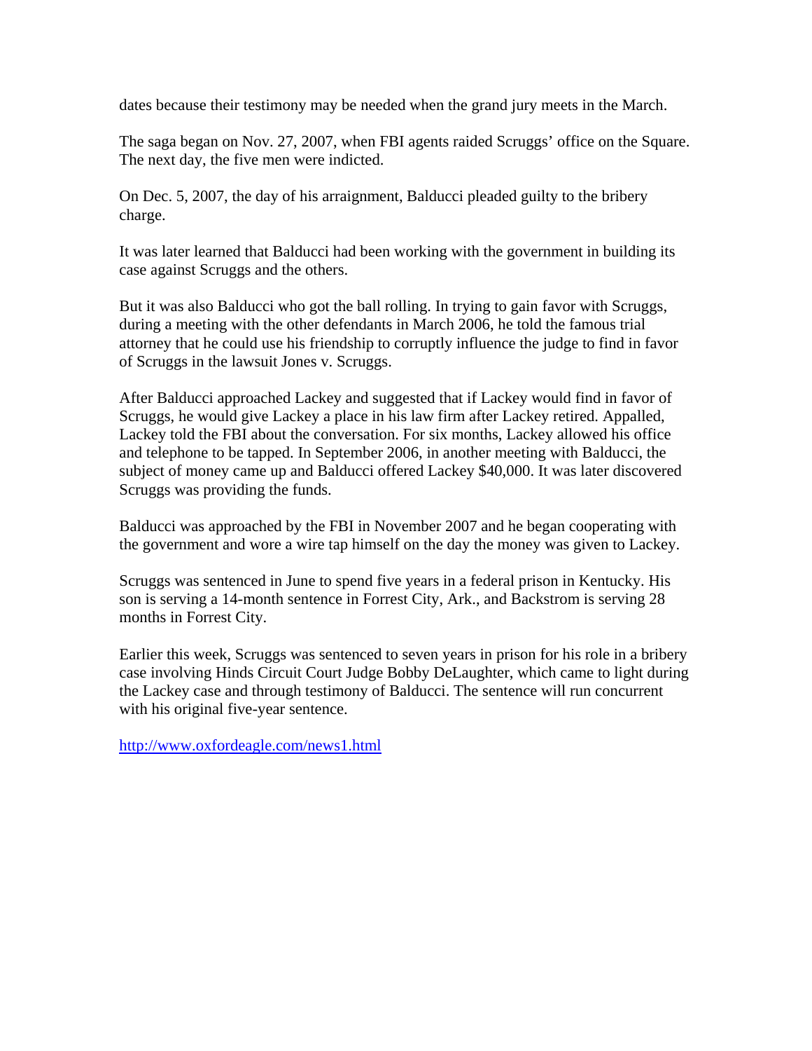dates because their testimony may be needed when the grand jury meets in the March.

The saga began on Nov. 27, 2007, when FBI agents raided Scruggs' office on the Square. The next day, the five men were indicted.

On Dec. 5, 2007, the day of his arraignment, Balducci pleaded guilty to the bribery charge.

It was later learned that Balducci had been working with the government in building its case against Scruggs and the others.

But it was also Balducci who got the ball rolling. In trying to gain favor with Scruggs, during a meeting with the other defendants in March 2006, he told the famous trial attorney that he could use his friendship to corruptly influence the judge to find in favor of Scruggs in the lawsuit Jones v. Scruggs.

After Balducci approached Lackey and suggested that if Lackey would find in favor of Scruggs, he would give Lackey a place in his law firm after Lackey retired. Appalled, Lackey told the FBI about the conversation. For six months, Lackey allowed his office and telephone to be tapped. In September 2006, in another meeting with Balducci, the subject of money came up and Balducci offered Lackey $40,000. It was later discovered Scruggs was providing the funds.

Balducci was approached by the FBI in November 2007 and he began cooperating with the government and wore a wire tap himself on the day the money was given to Lackey.

Scruggs was sentenced in June to spend five years in a federal prison in Kentucky. His son is serving a 14-month sentence in Forrest City, Ark., and Backstrom is serving 28 months in Forrest City.

Earlier this week, Scruggs was sentenced to seven years in prison for his role in a bribery case involving Hinds Circuit Court Judge Bobby DeLaughter, which came to light during the Lackey case and through testimony of Balducci. The sentence will run concurrent with his original five-year sentence.

http://www.oxfordeagle.com/news1.html